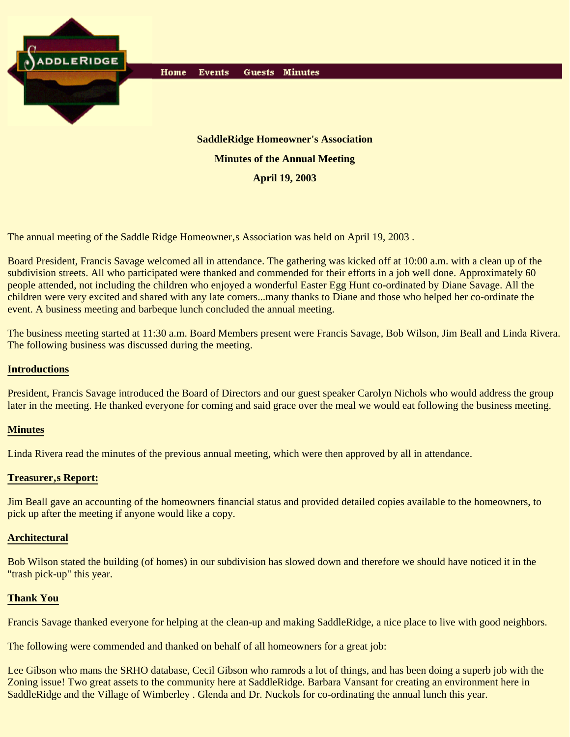SADDLERIDGE

Home Events Guests Minutes

**SaddleRidge Homeowner's Association**

**Minutes of the Annual Meeting**

**April 19, 2003**

The annual meeting of the Saddle Ridge Homeowner,s Association was held on April 19, 2003 .

Board President, Francis Savage welcomed all in attendance. The gathering was kicked off at 10:00 a.m. with a clean up of the subdivision streets. All who participated were thanked and commended for their efforts in a job well done. Approximately 60 people attended, not including the children who enjoyed a wonderful Easter Egg Hunt co-ordinated by Diane Savage. All the children were very excited and shared with any late comers...many thanks to Diane and those who helped her co-ordinate the event. A business meeting and barbeque lunch concluded the annual meeting.

The business meeting started at 11:30 a.m. Board Members present were Francis Savage, Bob Wilson, Jim Beall and Linda Rivera. The following business was discussed during the meeting.

**Introductions**

President, Francis Savage introduced the Board of Directors and our guest speaker Carolyn Nichols who would address the group later in the meeting. He thanked everyone for coming and said grace over the meal we would eat following the business meeting.

**Minutes**

Linda Rivera read the minutes of the previous annual meeting, which were then approved by all in attendance.

**Treasurer,s Report:**

Jim Beall gave an accounting of the homeowners financial status and provided detailed copies available to the homeowners, to pick up after the meeting if anyone would like a copy.

**Architectural**

Bob Wilson stated the building (of homes) in our subdivision has slowed down and therefore we should have noticed it in the "trash pick-up" this year.

**Thank You**

Francis Savage thanked everyone for helping at the clean-up and making SaddleRidge, a nice place to live with good neighbors.

The following were commended and thanked on behalf of all homeowners for a great job:

Lee Gibson who mans the SRHO database, Cecil Gibson who ramrods a lot of things, and has been doing a superb job with the Zoning issue! Two great assets to the community here at SaddleRidge. Barbara Vansant for creating an environment here in SaddleRidge and the Village of Wimberley . Glenda and Dr. Nuckols for co-ordinating the annual lunch this year.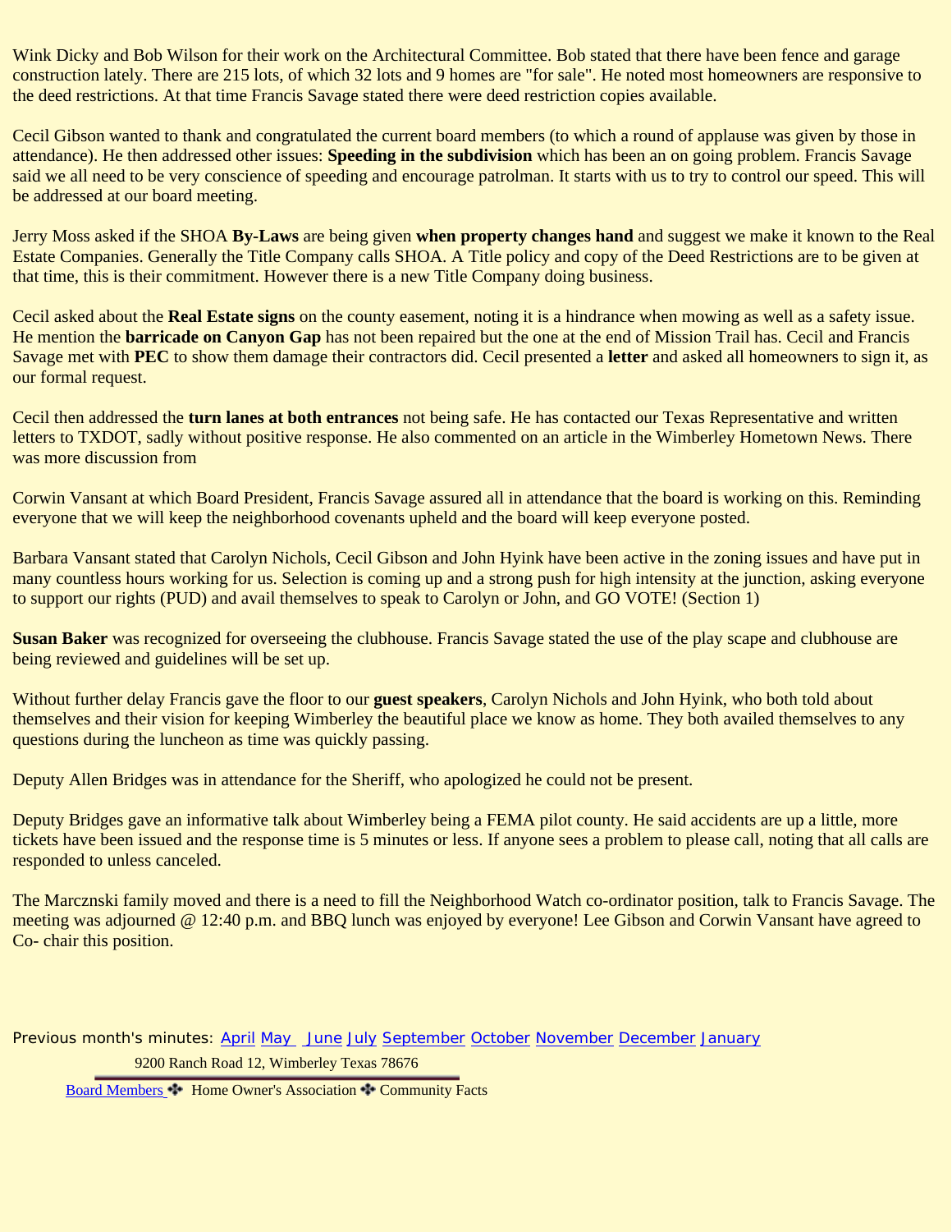Wink Dicky and Bob Wilson for their work on the Architectural Committee. Bob stated that there have been fence and garage construction lately. There are 215 lots, of which 32 lots and 9 homes are "for sale". He noted most homeowners are responsive to the deed restrictions. At that time Francis Savage stated there were deed restriction copies available.

Cecil Gibson wanted to thank and congratulated the current board members (to which a round of applause was given by those in attendance). He then addressed other issues: **Speeding in the subdivision** which has been an on going problem. Francis Savage said we all need to be very conscience of speeding and encourage patrolman. It starts with us to try to control our speed. This will be addressed at our board meeting.

Jerry Moss asked if the SHOA **By-Laws** are being given **when property changes hand** and suggest we make it known to the Real Estate Companies. Generally the Title Company calls SHOA. A Title policy and copy of the Deed Restrictions are to be given at that time, this is their commitment. However there is a new Title Company doing business.

Cecil asked about the **Real Estate signs** on the county easement, noting it is a hindrance when mowing as well as a safety issue. He mention the **barricade on Canyon Gap** has not been repaired but the one at the end of Mission Trail has. Cecil and Francis Savage met with **PEC** to show them damage their contractors did. Cecil presented a **letter** and asked all homeowners to sign it, as our formal request.

Cecil then addressed the **turn lanes at both entrances** not being safe. He has contacted our Texas Representative and written letters to TXDOT, sadly without positive response. He also commented on an article in the Wimberley Hometown News. There was more discussion from

Corwin Vansant at which Board President, Francis Savage assured all in attendance that the board is working on this. Reminding everyone that we will keep the neighborhood covenants upheld and the board will keep everyone posted.

Barbara Vansant stated that Carolyn Nichols, Cecil Gibson and John Hyink have been active in the zoning issues and have put in many countless hours working for us. Selection is coming up and a strong push for high intensity at the junction, asking everyone to support our rights (PUD) and avail themselves to speak to Carolyn or John, and GO VOTE! (Section 1)

**Susan Baker** was recognized for overseeing the clubhouse. Francis Savage stated the use of the play scape and clubhouse are being reviewed and guidelines will be set up.

Without further delay Francis gave the floor to our **guest speakers**, Carolyn Nichols and John Hyink, who both told about themselves and their vision for keeping Wimberley the beautiful place we know as home. They both availed themselves to any questions during the luncheon as time was quickly passing.

Deputy Allen Bridges was in attendance for the Sheriff, who apologized he could not be present.

Deputy Bridges gave an informative talk about Wimberley being a FEMA pilot county. He said accidents are up a little, more tickets have been issued and the response time is 5 minutes or less. If anyone sees a problem to please call, noting that all calls are responded to unless canceled.

The Marcznski family moved and there is a need to fill the Neighborhood Watch co-ordinator position, talk to Francis Savage. The meeting was adjourned @ 12:40 p.m. and BBQ lunch was enjoyed by everyone! Lee Gibson and Corwin Vansant have agreed to Co- chair this position.

Previous month's minutes: April May June July September October November December January

9200 Ranch Road 12, Wimberley Texas 78676

Board Members ✤ Home Owner's Association ✤ Community Facts